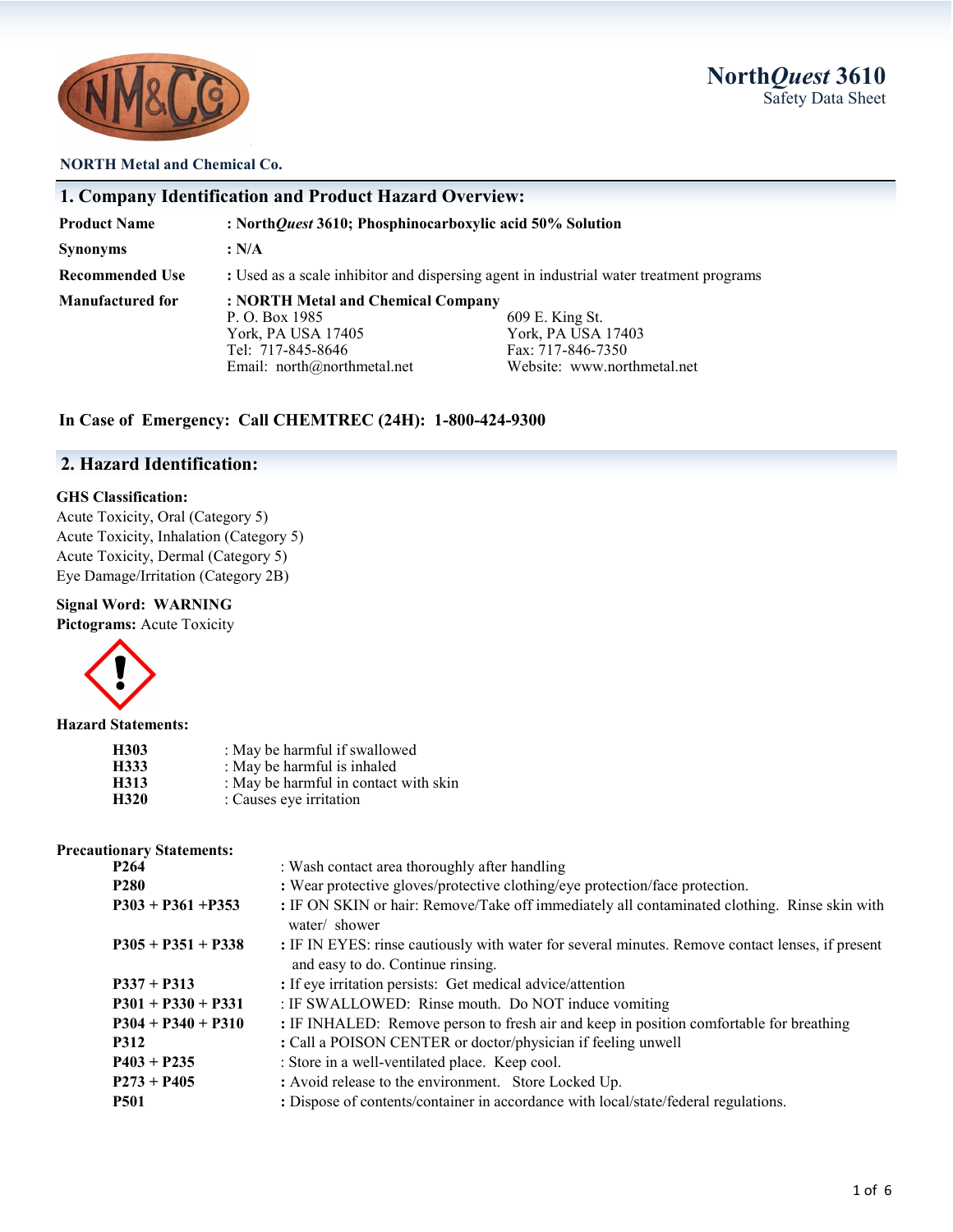# North*Quest* 3610
Safety Data Sheet

**NORTH Metal and Chemical Co.**

## 1. Company Identification and Product Hazard Overview:

| | |
|---|---|
| **Product Name** | **: North*Quest* 3610; Phosphinocarboxylic acid 50% Solution** |
| **Synonyms** | **: N/A** |
| **Recommended Use** | : Used as a scale inhibitor and dispersing agent in industrial water treatment programs |
| **Manufactured for** | **: NORTH Metal and Chemical Company** |

P. O. Box 1985
York, PA USA 17405
Tel: 717-845-8646
Email: north@northmetal.net

609 E. King St.
York, PA USA 17403
Fax: 717-846-7350
Website: www.northmetal.net

**In Case of Emergency: Call CHEMTREC (24H): 1-800-424-9300**

## 2. Hazard Identification:

**GHS Classification:**
Acute Toxicity, Oral (Category 5)
Acute Toxicity, Inhalation (Category 5)
Acute Toxicity, Dermal (Category 5)
Eye Damage/Irritation (Category 2B)

**Signal Word: WARNING**
**Pictograms:** Acute Toxicity

**Hazard Statements:**

| | |
|---|---|
| **H303** | : May be harmful if swallowed |
| **H333** | : May be harmful is inhaled |
| **H313** | : May be harmful in contact with skin |
| **H320** | : Causes eye irritation |

**Precautionary Statements:**

| | |
|---|---|
| **P264** | : Wash contact area thoroughly after handling |
| **P280** | : Wear protective gloves/protective clothing/eye protection/face protection. |
| **P303 + P361 +P353** | : IF ON SKIN or hair: Remove/Take off immediately all contaminated clothing. Rinse skin with water/ shower |
| **P305 + P351 + P338** | : IF IN EYES: rinse cautiously with water for several minutes. Remove contact lenses, if present and easy to do. Continue rinsing. |
| **P337 + P313** | : If eye irritation persists: Get medical advice/attention |
| **P301 + P330 + P331** | : IF SWALLOWED: Rinse mouth. Do NOT induce vomiting |
| **P304 + P340 + P310** | : IF INHALED: Remove person to fresh air and keep in position comfortable for breathing |
| **P312** | : Call a POISON CENTER or doctor/physician if feeling unwell |
| **P403 + P235** | : Store in a well-ventilated place. Keep cool. |
| **P273 + P405** | : Avoid release to the environment. Store Locked Up. |
| **P501** | : Dispose of contents/container in accordance with local/state/federal regulations. |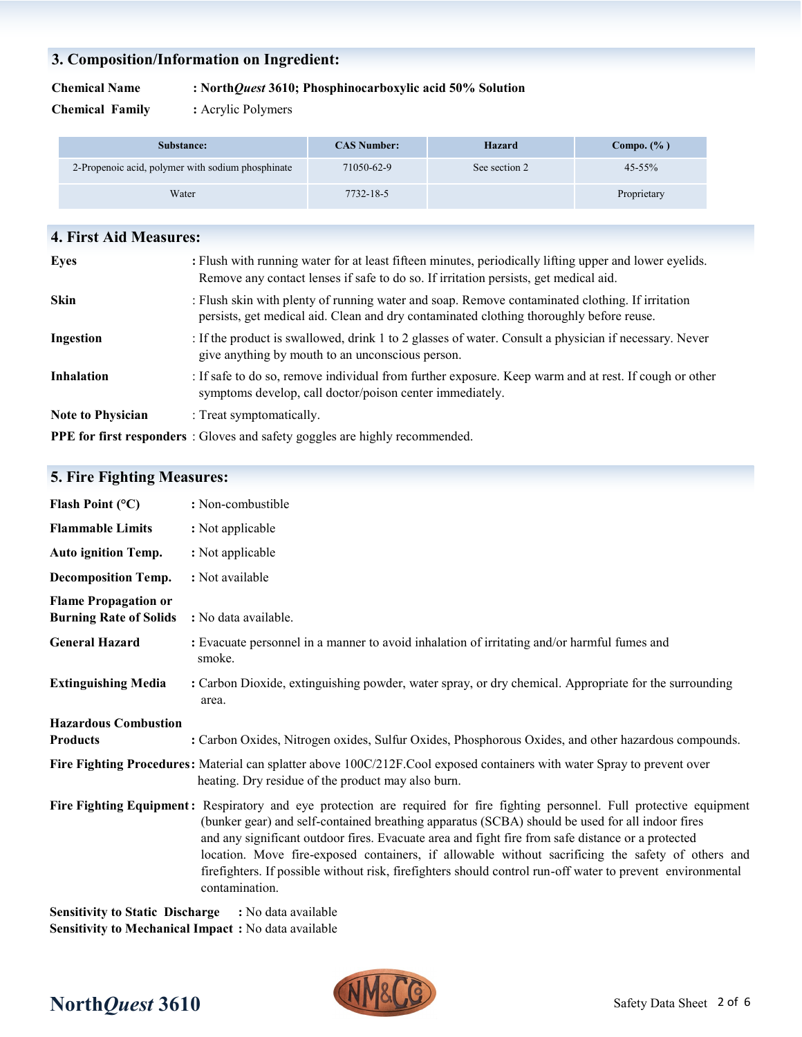## 3. Composition/Information on Ingredient:

**Chemical Name** : **North*Quest* 3610; Phosphinocarboxylic acid 50% Solution**

**Chemical Family** : Acrylic Polymers

| Substance: | CAS Number: | Hazard | Compo. (% ) |
|---|---|---|---|
| 2-Propenoic acid, polymer with sodium phosphinate | 71050-62-9 | See section 2 | 45-55% |
| Water | 7732-18-5 | | Proprietary |

## 4. First Aid Measures:

**Eyes** : Flush with running water for at least fifteen minutes, periodically lifting upper and lower eyelids. Remove any contact lenses if safe to do so. If irritation persists, get medical aid.

**Skin** : Flush skin with plenty of running water and soap. Remove contaminated clothing. If irritation persists, get medical aid. Clean and dry contaminated clothing thoroughly before reuse.

**Ingestion** : If the product is swallowed, drink 1 to 2 glasses of water. Consult a physician if necessary. Never give anything by mouth to an unconscious person.

**Inhalation** : If safe to do so, remove individual from further exposure. Keep warm and at rest. If cough or other symptoms develop, call doctor/poison center immediately.

**Note to Physician** : Treat symptomatically.

**PPE for first responders** : Gloves and safety goggles are highly recommended.

## 5. Fire Fighting Measures:

**Flash Point (°C)** : Non-combustible

**Flammable Limits** : Not applicable

**Auto ignition Temp.** : Not applicable

**Decomposition Temp.** : Not available

**Flame Propagation or Burning Rate of Solids** : No data available.

**General Hazard** : Evacuate personnel in a manner to avoid inhalation of irritating and/or harmful fumes and smoke.

**Extinguishing Media** : Carbon Dioxide, extinguishing powder, water spray, or dry chemical. Appropriate for the surrounding area.

**Hazardous Combustion Products** : Carbon Oxides, Nitrogen oxides, Sulfur Oxides, Phosphorous Oxides, and other hazardous compounds.

**Fire Fighting Procedures**: Material can splatter above 100C/212F.Cool exposed containers with water Spray to prevent over heating. Dry residue of the product may also burn.

**Fire Fighting Equipment**: Respiratory and eye protection are required for fire fighting personnel. Full protective equipment (bunker gear) and self-contained breathing apparatus (SCBA) should be used for all indoor fires and any significant outdoor fires. Evacuate area and fight fire from safe distance or a protected location. Move fire-exposed containers, if allowable without sacrificing the safety of others and firefighters. If possible without risk, firefighters should control run-off water to prevent environmental contamination.

**Sensitivity to Static Discharge** : No data available

**Sensitivity to Mechanical Impact** : No data available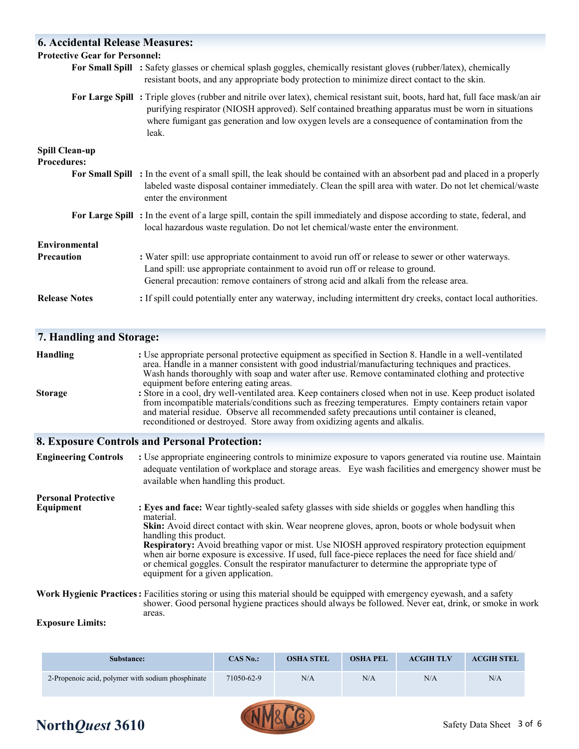## 6. Accidental Release Measures:

**Protective Gear for Personnel:**

**For Small Spill** : Safety glasses or chemical splash goggles, chemically resistant gloves (rubber/latex), chemically resistant boots, and any appropriate body protection to minimize direct contact to the skin.

**For Large Spill** : Triple gloves (rubber and nitrile over latex), chemical resistant suit, boots, hard hat, full face mask/an air purifying respirator (NIOSH approved). Self contained breathing apparatus must be worn in situations where fumigant gas generation and low oxygen levels are a consequence of contamination from the leak.

**Spill Clean-up Procedures:**

**For Small Spill** : In the event of a small spill, the leak should be contained with an absorbent pad and placed in a properly labeled waste disposal container immediately. Clean the spill area with water. Do not let chemical/waste enter the environment

**For Large Spill** : In the event of a large spill, contain the spill immediately and dispose according to state, federal, and local hazardous waste regulation. Do not let chemical/waste enter the environment.

**Environmental Precaution** : Water spill: use appropriate containment to avoid run off or release to sewer or other waterways.
Land spill: use appropriate containment to avoid run off or release to ground.
General precaution: remove containers of strong acid and alkali from the release area.

**Release Notes** : If spill could potentially enter any waterway, including intermittent dry creeks, contact local authorities.

## 7. Handling and Storage:

**Handling** : Use appropriate personal protective equipment as specified in Section 8. Handle in a well-ventilated area. Handle in a manner consistent with good industrial/manufacturing techniques and practices. Wash hands thoroughly with soap and water after use. Remove contaminated clothing and protective equipment before entering eating areas.

**Storage** : Store in a cool, dry well-ventilated area. Keep containers closed when not in use. Keep product isolated from incompatible materials/conditions such as freezing temperatures. Empty containers retain vapor and material residue. Observe all recommended safety precautions until container is cleaned, reconditioned or destroyed. Store away from oxidizing agents and alkalis.

## 8. Exposure Controls and Personal Protection:

**Engineering Controls** : Use appropriate engineering controls to minimize exposure to vapors generated via routine use. Maintain adequate ventilation of workplace and storage areas. Eye wash facilities and emergency shower must be available when handling this product.

**Personal Protective Equipment** : **Eyes and face:** Wear tightly-sealed safety glasses with side shields or goggles when handling this material.
**Skin:** Avoid direct contact with skin. Wear neoprene gloves, apron, boots or whole bodysuit when handling this product.
**Respiratory:** Avoid breathing vapor or mist. Use NIOSH approved respiratory protection equipment when air borne exposure is excessive. If used, full face-piece replaces the need for face shield and/ or chemical goggles. Consult the respirator manufacturer to determine the appropriate type of equipment for a given application.

**Work Hygienic Practices** : Facilities storing or using this material should be equipped with emergency eyewash, and a safety shower. Good personal hygiene practices should always be followed. Never eat, drink, or smoke in work areas.

**Exposure Limits:**

| Substance: | CAS No.: | OSHA STEL | OSHA PEL | ACGIH TLV | ACGIH STEL |
|---|---|---|---|---|---|
| 2-Propenoic acid, polymer with sodium phosphinate | 71050-62-9 | N/A | N/A | N/A | N/A |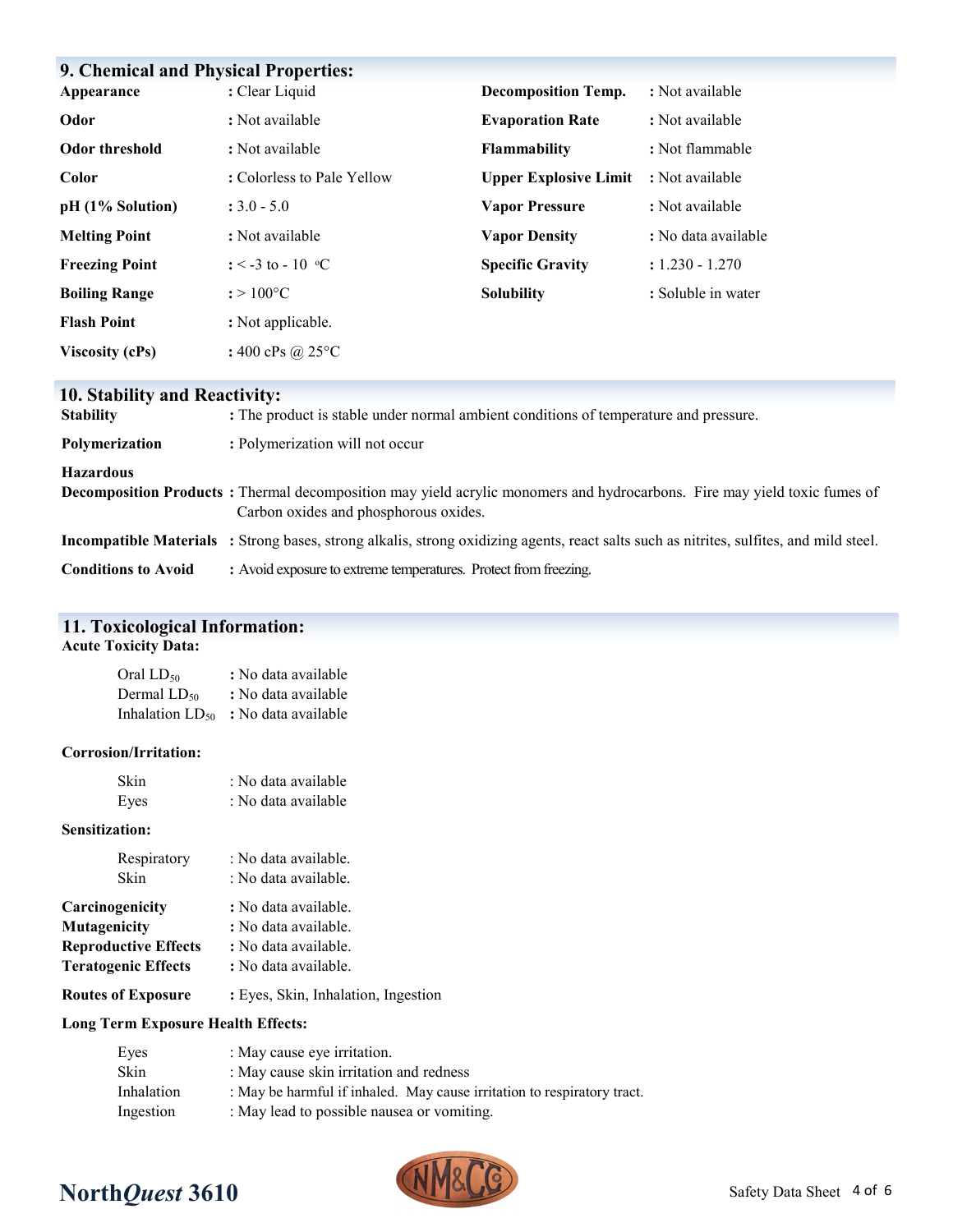## 9. Chemical and Physical Properties:

| Property | Value | Property | Value |
|---|---|---|---|
| **Appearance** | **:** Clear Liquid | **Decomposition Temp.** | **:** Not available |
| **Odor** | **:** Not available | **Evaporation Rate** | **:** Not available |
| **Odor threshold** | **:** Not available | **Flammability** | **:** Not flammable |
| **Color** | **:** Colorless to Pale Yellow | **Upper Explosive Limit** | **:** Not available |
| **pH (1% Solution)** | **:** 3.0 - 5.0 | **Vapor Pressure** | **:** Not available |
| **Melting Point** | **:** Not available | **Vapor Density** | **:** No data available |
| **Freezing Point** | **:** < -3 to - 10 °C | **Specific Gravity** | **:** 1.230 - 1.270 |
| **Boiling Range** | **:** > 100°C | **Solubility** | **:** Soluble in water |
| **Flash Point** | **:** Not applicable. | | |
| **Viscosity (cPs)** | **:** 400 cPs @ 25°C | | |

## 10. Stability and Reactivity:

**Stability** **:** The product is stable under normal ambient conditions of temperature and pressure.

**Polymerization** **:** Polymerization will not occur

**Hazardous Decomposition Products** **:** Thermal decomposition may yield acrylic monomers and hydrocarbons. Fire may yield toxic fumes of Carbon oxides and phosphorous oxides.

**Incompatible Materials** **:** Strong bases, strong alkalis, strong oxidizing agents, react salts such as nitrites, sulfites, and mild steel.

**Conditions to Avoid** **:** Avoid exposure to extreme temperatures. Protect from freezing.

## 11. Toxicological Information:

**Acute Toxicity Data:**

- Oral $LD_{50}$ **:** No data available
- Dermal $LD_{50}$ **:** No data available
- Inhalation $LD_{50}$ **:** No data available

**Corrosion/Irritation:**

- Skin : No data available
- Eyes : No data available

**Sensitization:**

- Respiratory : No data available.
- Skin : No data available.

**Carcinogenicity** **:** No data available.
**Mutagenicity** **:** No data available.
**Reproductive Effects** **:** No data available.
**Teratogenic Effects** **:** No data available.

**Routes of Exposure** **:** Eyes, Skin, Inhalation, Ingestion

**Long Term Exposure Health Effects:**

- Eyes : May cause eye irritation.
- Skin : May cause skin irritation and redness
- Inhalation : May be harmful if inhaled. May cause irritation to respiratory tract.
- Ingestion : May lead to possible nausea or vomiting.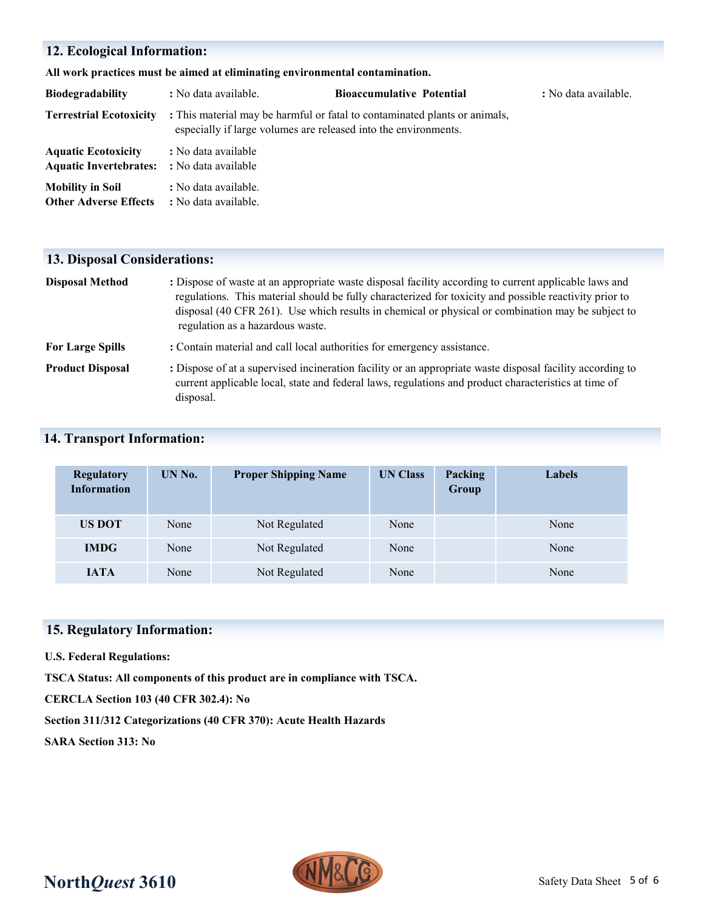## 12. Ecological Information:

**All work practices must be aimed at eliminating environmental contamination.**

**Biodegradability** : No data available.

**Bioaccumulative Potential** : No data available.

**Terrestrial Ecotoxicity** : This material may be harmful or fatal to contaminated plants or animals, especially if large volumes are released into the environments.

**Aquatic Ecotoxicity** : No data available

**Aquatic Invertebrates:** : No data available

**Mobility in Soil** : No data available.

**Other Adverse Effects** : No data available.

## 13. Disposal Considerations:

**Disposal Method** : Dispose of waste at an appropriate waste disposal facility according to current applicable laws and regulations. This material should be fully characterized for toxicity and possible reactivity prior to disposal (40 CFR 261). Use which results in chemical or physical or combination may be subject to regulation as a hazardous waste.

**For Large Spills** : Contain material and call local authorities for emergency assistance.

**Product Disposal** : Dispose of at a supervised incineration facility or an appropriate waste disposal facility according to current applicable local, state and federal laws, regulations and product characteristics at time of disposal.

## 14. Transport Information:

| Regulatory Information | UN No. | Proper Shipping Name | UN Class | Packing Group | Labels |
|---|---|---|---|---|---|
| **US DOT** | None | Not Regulated | None | | None |
| **IMDG** | None | Not Regulated | None | | None |
| **IATA** | None | Not Regulated | None | | None |

## 15. Regulatory Information:

**U.S. Federal Regulations:**

**TSCA Status: All components of this product are in compliance with TSCA.**

**CERCLA Section 103 (40 CFR 302.4): No**

**Section 311/312 Categorizations (40 CFR 370): Acute Health Hazards**

**SARA Section 313: No**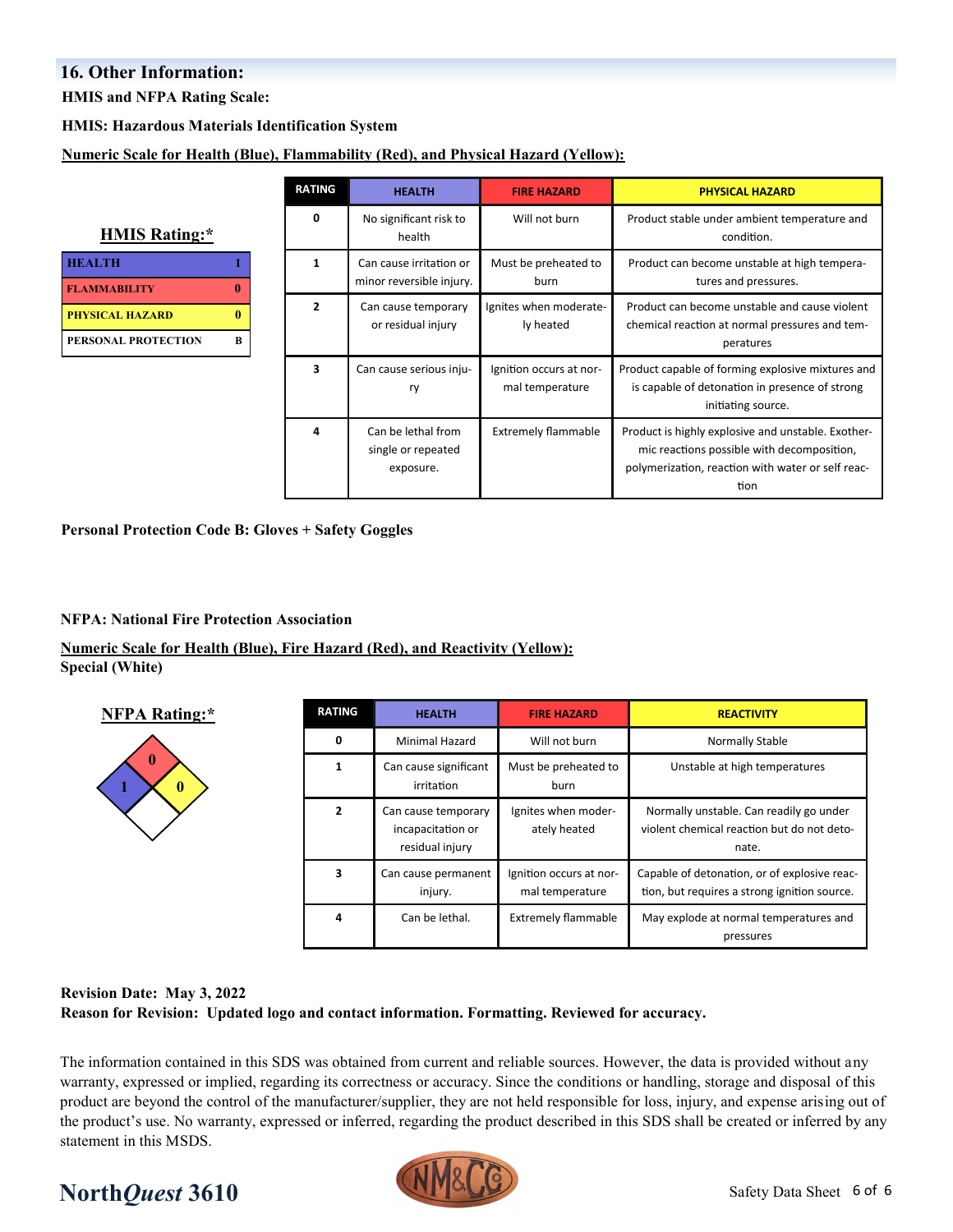## 16. Other Information:

**HMIS and NFPA Rating Scale:**

**HMIS: Hazardous Materials Identification System**

**Numeric Scale for Health (Blue), Flammability (Red), and Physical Hazard (Yellow):**

**HMIS Rating:***

| | |
|---|---|
| HEALTH | 1 |
| FLAMMABILITY | 0 |
| PHYSICAL HAZARD | 0 |
| PERSONAL PROTECTION | B |

| RATING | HEALTH | FIRE HAZARD | PHYSICAL HAZARD |
|---|---|---|---|
| 0 | No significant risk to health | Will not burn | Product stable under ambient temperature and condition. |
| 1 | Can cause irritation or minor reversible injury. | Must be preheated to burn | Product can become unstable at high temperatures and pressures. |
| 2 | Can cause temporary or residual injury | Ignites when moderately heated | Product can become unstable and cause violent chemical reaction at normal pressures and temperatures |
| 3 | Can cause serious injury | Ignition occurs at normal temperature | Product capable of forming explosive mixtures and is capable of detonation in presence of strong initiating source. |
| 4 | Can be lethal from single or repeated exposure. | Extremely flammable | Product is highly explosive and unstable. Exothermic reactions possible with decomposition, polymerization, reaction with water or self reaction |

**Personal Protection Code B: Gloves + Safety Goggles**

**NFPA: National Fire Protection Association**

**Numeric Scale for Health (Blue), Fire Hazard (Red), and Reactivity (Yellow):**
**Special (White)**

**NFPA Rating:***

Health: 1
Fire Hazard: 0
Reactivity: 0

| RATING | HEALTH | FIRE HAZARD | REACTIVITY |
|---|---|---|---|
| 0 | Minimal Hazard | Will not burn | Normally Stable |
| 1 | Can cause significant irritation | Must be preheated to burn | Unstable at high temperatures |
| 2 | Can cause temporary incapacitation or residual injury | Ignites when moderately heated | Normally unstable. Can readily go under violent chemical reaction but do not detonate. |
| 3 | Can cause permanent injury. | Ignition occurs at normal temperature | Capable of detonation, or of explosive reaction, but requires a strong ignition source. |
| 4 | Can be lethal. | Extremely flammable | May explode at normal temperatures and pressures |

**Revision Date: May 3, 2022**
**Reason for Revision: Updated logo and contact information. Formatting. Reviewed for accuracy.**

The information contained in this SDS was obtained from current and reliable sources. However, the data is provided without any warranty, expressed or implied, regarding its correctness or accuracy. Since the conditions or handling, storage and disposal of this product are beyond the control of the manufacturer/supplier, they are not held responsible for loss, injury, and expense arising out of the product's use. No warranty, expressed or inferred, regarding the product described in this SDS shall be created or inferred by any statement in this MSDS.